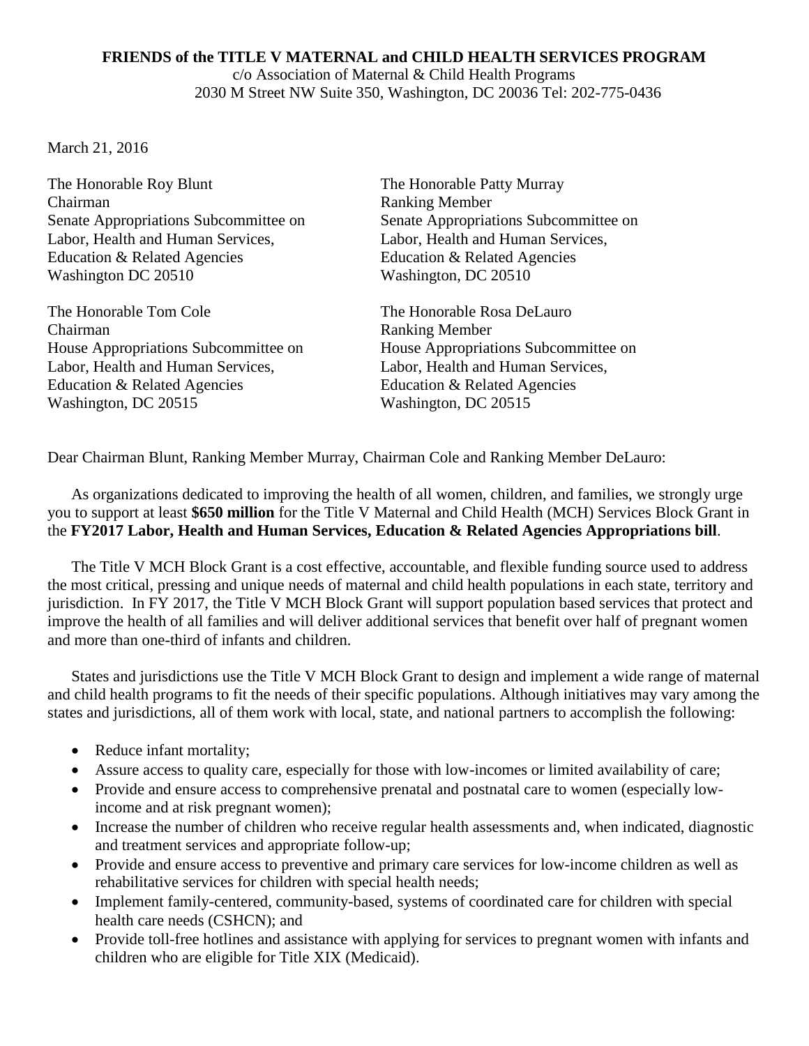**FRIENDS of the TITLE V MATERNAL and CHILD HEALTH SERVICES PROGRAM**
c/o Association of Maternal & Child Health Programs
2030 M Street NW Suite 350, Washington, DC 20036 Tel: 202-775-0436

March 21, 2016

The Honorable Roy Blunt
Chairman
Senate Appropriations Subcommittee on
Labor, Health and Human Services,
Education & Related Agencies
Washington DC 20510

The Honorable Patty Murray
Ranking Member
Senate Appropriations Subcommittee on
Labor, Health and Human Services,
Education & Related Agencies
Washington, DC 20510

The Honorable Tom Cole
Chairman
House Appropriations Subcommittee on
Labor, Health and Human Services,
Education & Related Agencies
Washington, DC 20515

The Honorable Rosa DeLauro
Ranking Member
House Appropriations Subcommittee on
Labor, Health and Human Services,
Education & Related Agencies
Washington, DC 20515

Dear Chairman Blunt, Ranking Member Murray, Chairman Cole and Ranking Member DeLauro:

As organizations dedicated to improving the health of all women, children, and families, we strongly urge you to support at least **$650 million** for the Title V Maternal and Child Health (MCH) Services Block Grant in the **FY2017 Labor, Health and Human Services, Education & Related Agencies Appropriations bill**.

The Title V MCH Block Grant is a cost effective, accountable, and flexible funding source used to address the most critical, pressing and unique needs of maternal and child health populations in each state, territory and jurisdiction. In FY 2017, the Title V MCH Block Grant will support population based services that protect and improve the health of all families and will deliver additional services that benefit over half of pregnant women and more than one-third of infants and children.

States and jurisdictions use the Title V MCH Block Grant to design and implement a wide range of maternal and child health programs to fit the needs of their specific populations. Although initiatives may vary among the states and jurisdictions, all of them work with local, state, and national partners to accomplish the following:

- Reduce infant mortality;
- Assure access to quality care, especially for those with low-incomes or limited availability of care;
- Provide and ensure access to comprehensive prenatal and postnatal care to women (especially low-income and at risk pregnant women);
- Increase the number of children who receive regular health assessments and, when indicated, diagnostic and treatment services and appropriate follow-up;
- Provide and ensure access to preventive and primary care services for low-income children as well as rehabilitative services for children with special health needs;
- Implement family-centered, community-based, systems of coordinated care for children with special health care needs (CSHCN); and
- Provide toll-free hotlines and assistance with applying for services to pregnant women with infants and children who are eligible for Title XIX (Medicaid).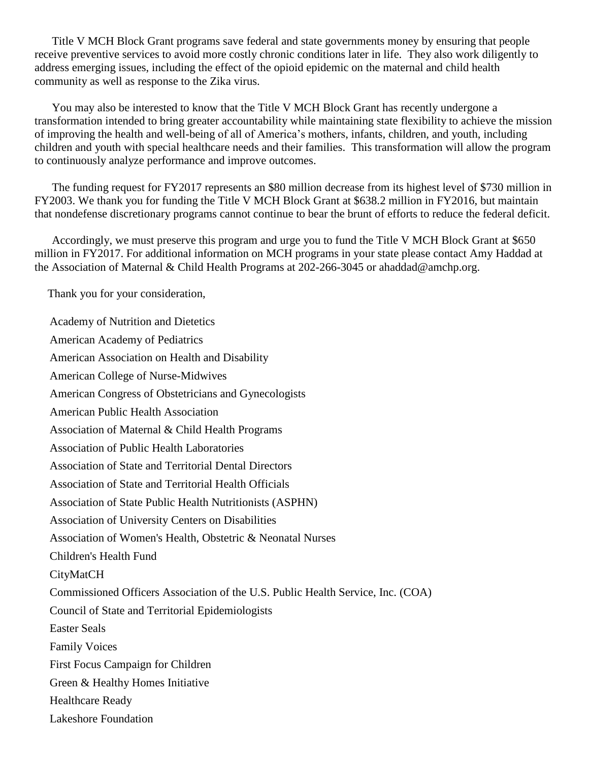Title V MCH Block Grant programs save federal and state governments money by ensuring that people receive preventive services to avoid more costly chronic conditions later in life. They also work diligently to address emerging issues, including the effect of the opioid epidemic on the maternal and child health community as well as response to the Zika virus.

You may also be interested to know that the Title V MCH Block Grant has recently undergone a transformation intended to bring greater accountability while maintaining state flexibility to achieve the mission of improving the health and well-being of all of America's mothers, infants, children, and youth, including children and youth with special healthcare needs and their families. This transformation will allow the program to continuously analyze performance and improve outcomes.

The funding request for FY2017 represents an $80 million decrease from its highest level of $730 million in FY2003. We thank you for funding the Title V MCH Block Grant at $638.2 million in FY2016, but maintain that nondefense discretionary programs cannot continue to bear the brunt of efforts to reduce the federal deficit.

Accordingly, we must preserve this program and urge you to fund the Title V MCH Block Grant at $650 million in FY2017. For additional information on MCH programs in your state please contact Amy Haddad at the Association of Maternal & Child Health Programs at 202-266-3045 or ahaddad@amchp.org.

Thank you for your consideration,

Academy of Nutrition and Dietetics

American Academy of Pediatrics

American Association on Health and Disability

American College of Nurse-Midwives

American Congress of Obstetricians and Gynecologists

American Public Health Association

Association of Maternal & Child Health Programs

Association of Public Health Laboratories

Association of State and Territorial Dental Directors

Association of State and Territorial Health Officials

Association of State Public Health Nutritionists (ASPHN)

Association of University Centers on Disabilities

Association of Women's Health, Obstetric & Neonatal Nurses

Children's Health Fund

CityMatCH

Commissioned Officers Association of the U.S. Public Health Service, Inc. (COA)

Council of State and Territorial Epidemiologists

Easter Seals

Family Voices

First Focus Campaign for Children

Green & Healthy Homes Initiative

Healthcare Ready

Lakeshore Foundation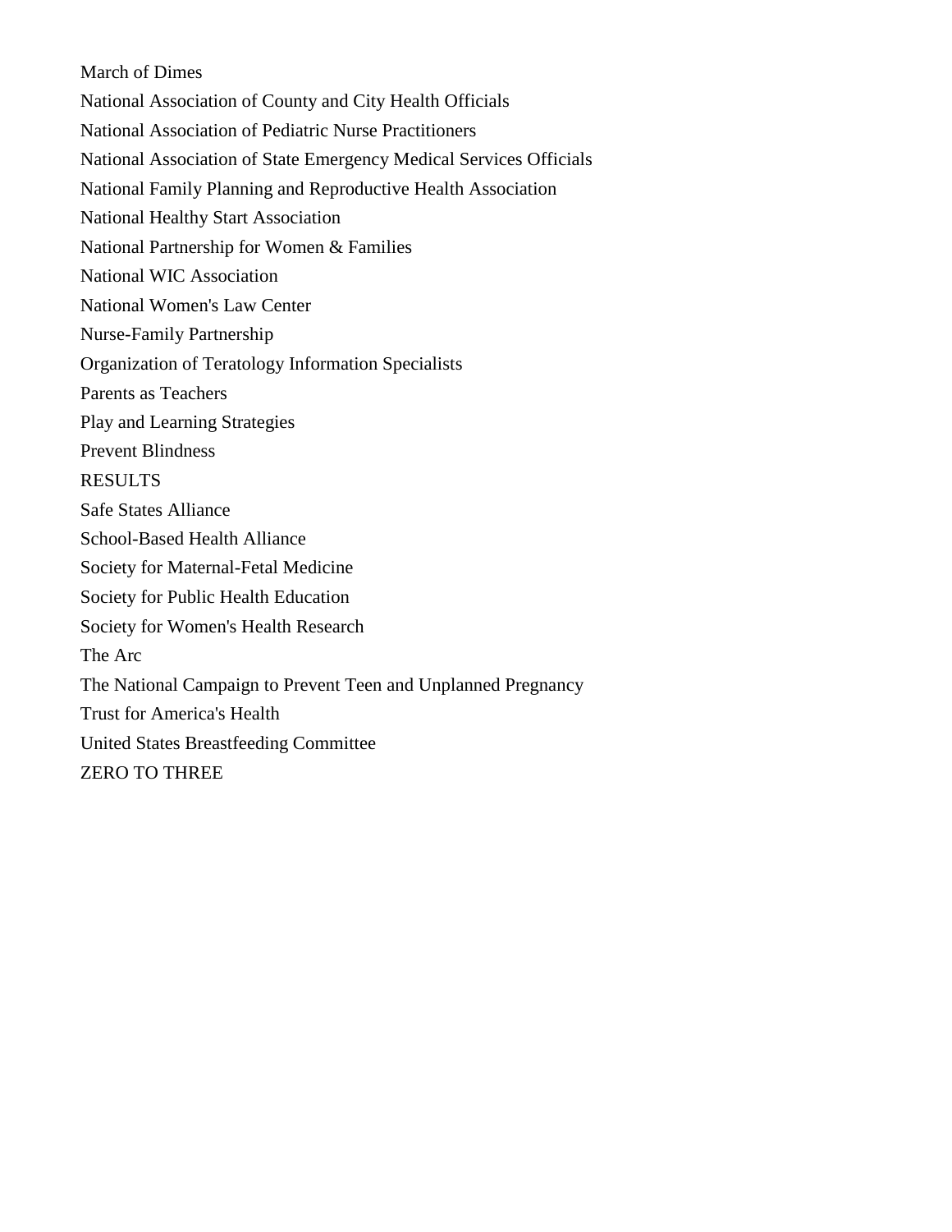March of Dimes

National Association of County and City Health Officials

National Association of Pediatric Nurse Practitioners

National Association of State Emergency Medical Services Officials

National Family Planning and Reproductive Health Association

National Healthy Start Association

National Partnership for Women & Families

National WIC Association

National Women's Law Center

Nurse-Family Partnership

Organization of Teratology Information Specialists

Parents as Teachers

Play and Learning Strategies

Prevent Blindness

RESULTS

Safe States Alliance

School-Based Health Alliance

Society for Maternal-Fetal Medicine

Society for Public Health Education

Society for Women's Health Research

The Arc

The National Campaign to Prevent Teen and Unplanned Pregnancy

Trust for America's Health

United States Breastfeeding Committee

ZERO TO THREE